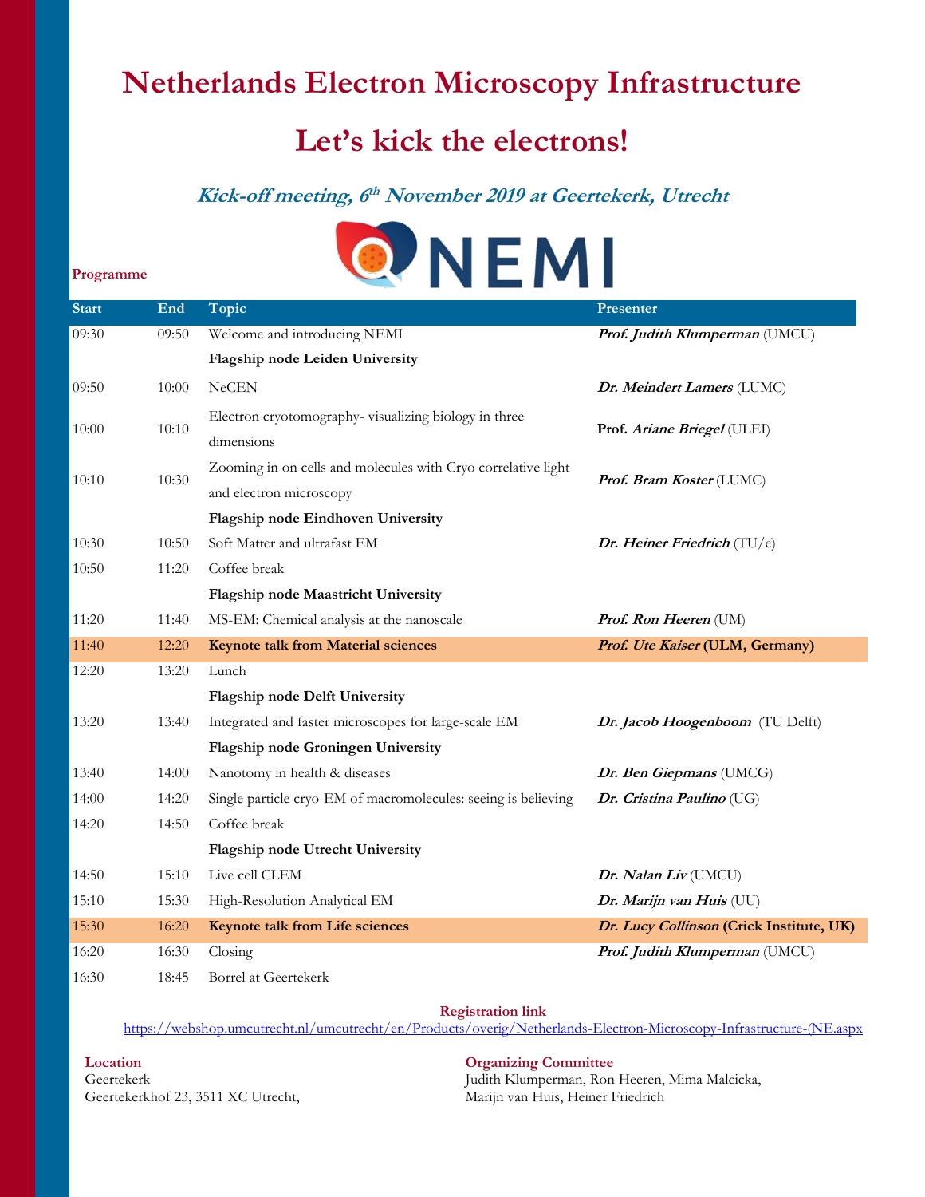# Netherlands Electron Microscopy Infrastructure

## Let's kick the electrons!

***Kick-off meeting, 6th November 2019 at Geertekerk, Utrecht***

NEMI

**Programme**

| Start | End | Topic | Presenter |
|---|---|---|---|
| 09:30 | 09:50 | Welcome and introducing NEMI | ***Prof. Judith Klumperman*** (UMCU) |
| | | **Flagship node Leiden University** | |
| 09:50 | 10:00 | NeCEN | ***Dr. Meindert Lamers*** (LUMC) |
| 10:00 | 10:10 | Electron cryotomography- visualizing biology in three dimensions | **Prof.** ***Ariane Briegel*** (ULEI) |
| 10:10 | 10:30 | Zooming in on cells and molecules with Cryo correlative light and electron microscopy | ***Prof. Bram Koster*** (LUMC) |
| | | **Flagship node Eindhoven University** | |
| 10:30 | 10:50 | Soft Matter and ultrafast EM | ***Dr. Heiner Friedrich*** (TU/e) |
| 10:50 | 11:20 | Coffee break | |
| | | **Flagship node Maastricht University** | |
| 11:20 | 11:40 | MS-EM: Chemical analysis at the nanoscale | ***Prof. Ron Heeren*** (UM) |
| 11:40 | 12:20 | **Keynote talk from Material sciences** | ***Prof. Ute Kaiser*** **(ULM, Germany)** |
| 12:20 | 13:20 | Lunch | |
| | | **Flagship node Delft University** | |
| 13:20 | 13:40 | Integrated and faster microscopes for large-scale EM | ***Dr. Jacob Hoogenboom*** (TU Delft) |
| | | **Flagship node Groningen University** | |
| 13:40 | 14:00 | Nanotomy in health & diseases | ***Dr. Ben Giepmans*** (UMCG) |
| 14:00 | 14:20 | Single particle cryo-EM of macromolecules: seeing is believing | ***Dr. Cristina Paulino*** (UG) |
| 14:20 | 14:50 | Coffee break | |
| | | **Flagship node Utrecht University** | |
| 14:50 | 15:10 | Live cell CLEM | ***Dr. Nalan Liv*** (UMCU) |
| 15:10 | 15:30 | High-Resolution Analytical EM | ***Dr. Marijn van Huis*** (UU) |
| 15:30 | 16:20 | **Keynote talk from Life sciences** | ***Dr. Lucy Collinson*** **(Crick Institute, UK)** |
| 16:20 | 16:30 | Closing | ***Prof. Judith Klumperman*** (UMCU) |
| 16:30 | 18:45 | Borrel at Geertekerk | |

**Registration link**

https://webshop.umcutrecht.nl/umcutrecht/en/Products/overig/Netherlands-Electron-Microscopy-Infrastructure-(NE.aspx

**Location**

Geertekerk
Geertekerkhof 23, 3511 XC Utrecht,

**Organizing Committee**

Judith Klumperman, Ron Heeren, Mima Malcicka, Marijn van Huis, Heiner Friedrich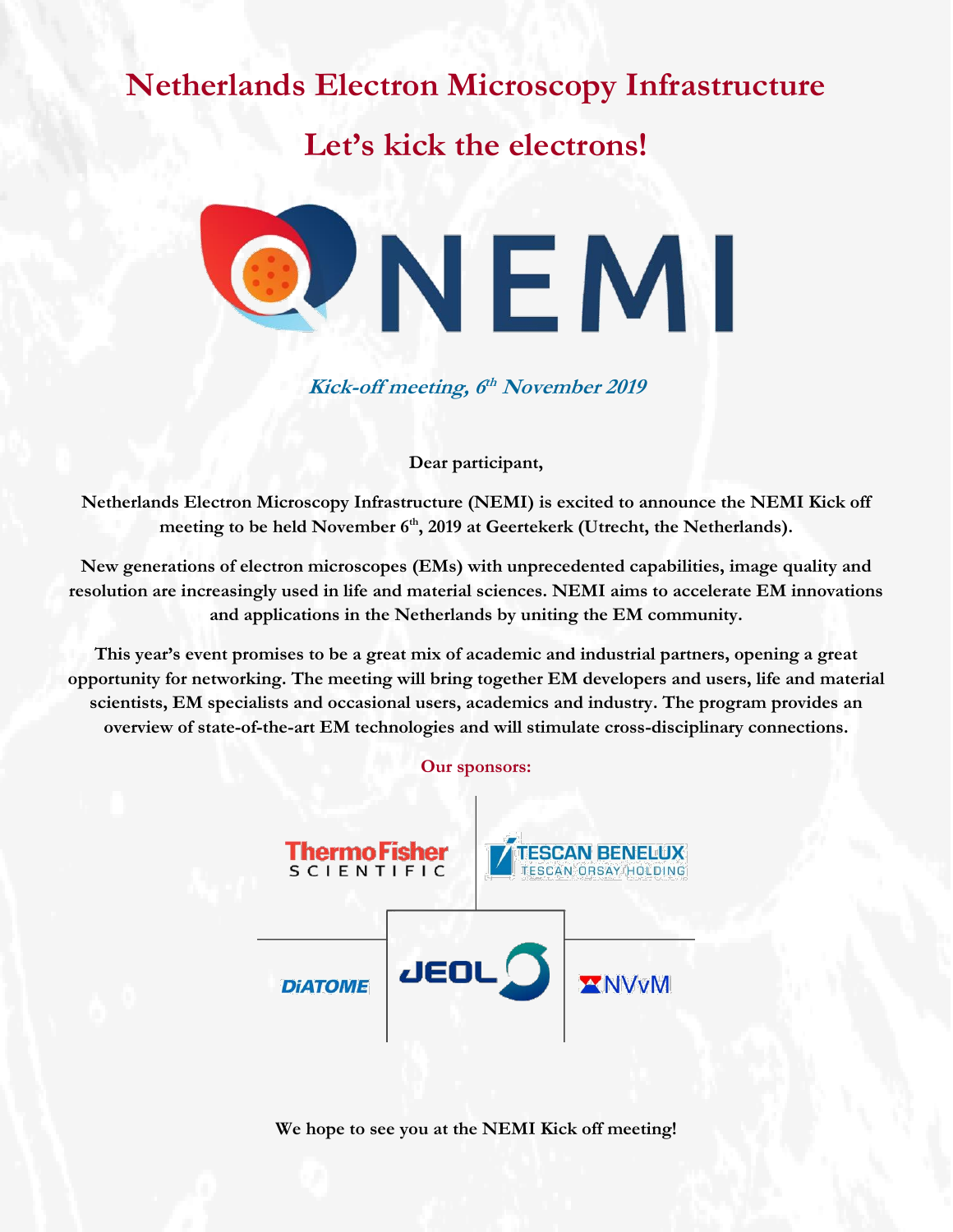# Netherlands Electron Microscopy Infrastructure

## Let's kick the electrons!

NEMI

***Kick-off meeting, 6th November 2019***

**Dear participant,**

**Netherlands Electron Microscopy Infrastructure (NEMI) is excited to announce the NEMI Kick off meeting to be held November 6th, 2019 at Geertekerk (Utrecht, the Netherlands).**

**New generations of electron microscopes (EMs) with unprecedented capabilities, image quality and resolution are increasingly used in life and material sciences. NEMI aims to accelerate EM innovations and applications in the Netherlands by uniting the EM community.**

**This year's event promises to be a great mix of academic and industrial partners, opening a great opportunity for networking. The meeting will bring together EM developers and users, life and material scientists, EM specialists and occasional users, academics and industry. The program provides an overview of state-of-the-art EM technologies and will stimulate cross-disciplinary connections.**

**Our sponsors:**

ThermoFisher SCIENTIFIC

TESCAN BENELUX TESCAN ORSAY HOLDING

DiATOME

JEOL

NVvM

**We hope to see you at the NEMI Kick off meeting!**